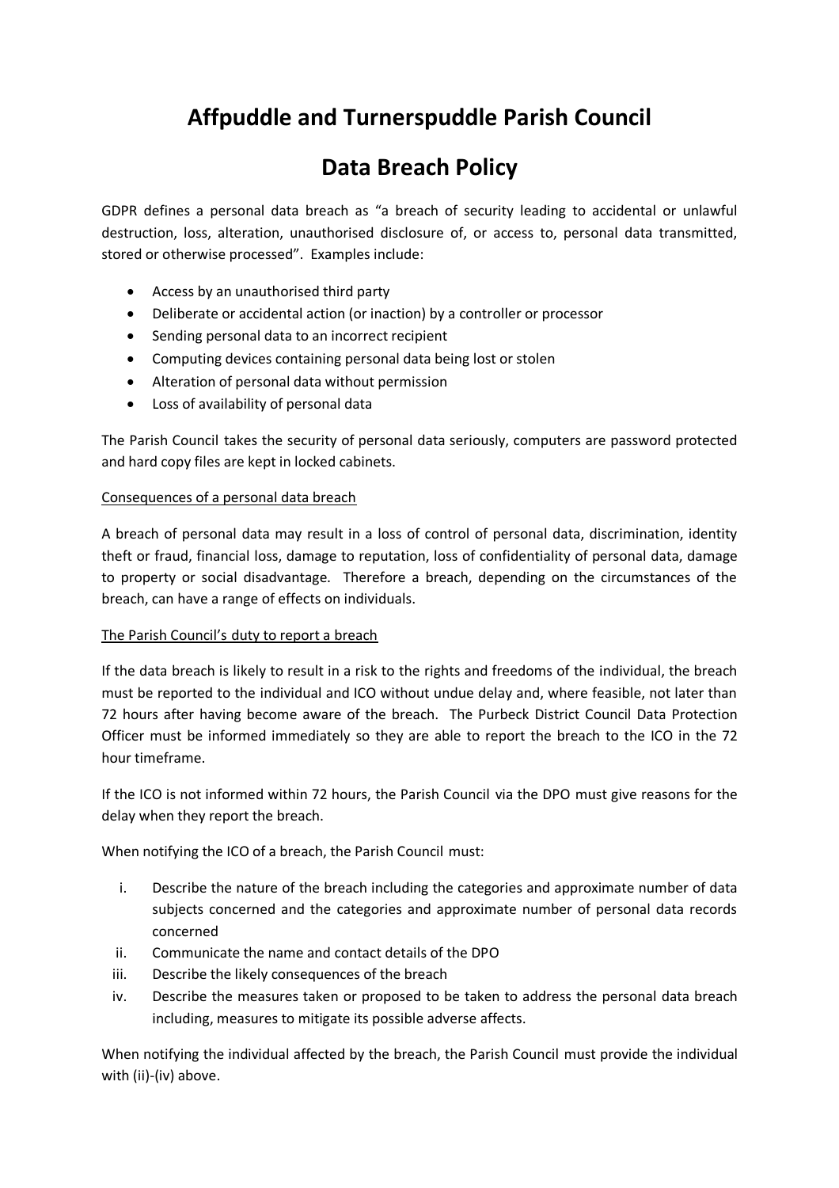# Affpuddle and Turnerspuddle Parish Council

# Data Breach Policy

GDPR defines a personal data breach as "a breach of security leading to accidental or unlawful destruction, loss, alteration, unauthorised disclosure of, or access to, personal data transmitted, stored or otherwise processed". Examples include:

- Access by an unauthorised third party
- Deliberate or accidental action (or inaction) by a controller or processor
- Sending personal data to an incorrect recipient
- Computing devices containing personal data being lost or stolen
- Alteration of personal data without permission
- Loss of availability of personal data

The Parish Council takes the security of personal data seriously, computers are password protected and hard copy files are kept in locked cabinets.

<u>Consequences of a personal data breach</u>

A breach of personal data may result in a loss of control of personal data, discrimination, identity theft or fraud, financial loss, damage to reputation, loss of confidentiality of personal data, damage to property or social disadvantage. Therefore a breach, depending on the circumstances of the breach, can have a range of effects on individuals.

<u>The Parish Council's duty to report a breach</u>

If the data breach is likely to result in a risk to the rights and freedoms of the individual, the breach must be reported to the individual and ICO without undue delay and, where feasible, not later than 72 hours after having become aware of the breach. The Purbeck District Council Data Protection Officer must be informed immediately so they are able to report the breach to the ICO in the 72 hour timeframe.

If the ICO is not informed within 72 hours, the Parish Council via the DPO must give reasons for the delay when they report the breach.

When notifying the ICO of a breach, the Parish Council must:

i. Describe the nature of the breach including the categories and approximate number of data subjects concerned and the categories and approximate number of personal data records concerned
ii. Communicate the name and contact details of the DPO
iii. Describe the likely consequences of the breach
iv. Describe the measures taken or proposed to be taken to address the personal data breach including, measures to mitigate its possible adverse affects.

When notifying the individual affected by the breach, the Parish Council must provide the individual with (ii)-(iv) above.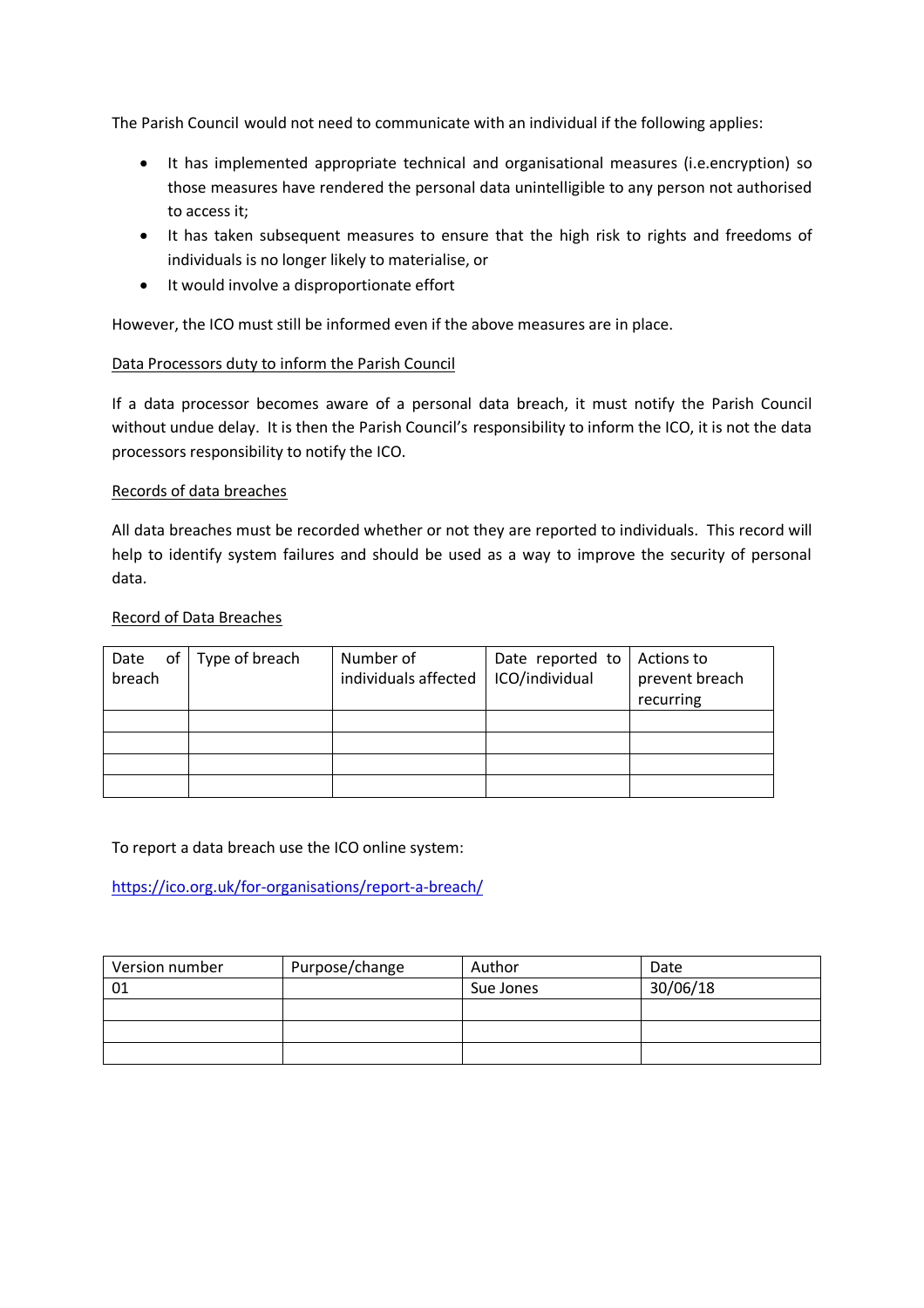The Parish Council would not need to communicate with an individual if the following applies:

- It has implemented appropriate technical and organisational measures (i.e.encryption) so those measures have rendered the personal data unintelligible to any person not authorised to access it;
- It has taken subsequent measures to ensure that the high risk to rights and freedoms of individuals is no longer likely to materialise, or
- It would involve a disproportionate effort

However, the ICO must still be informed even if the above measures are in place.

Data Processors duty to inform the Parish Council

If a data processor becomes aware of a personal data breach, it must notify the Parish Council without undue delay. It is then the Parish Council's responsibility to inform the ICO, it is not the data processors responsibility to notify the ICO.

Records of data breaches

All data breaches must be recorded whether or not they are reported to individuals. This record will help to identify system failures and should be used as a way to improve the security of personal data.

Record of Data Breaches

| Date of breach | Type of breach | Number of individuals affected | Date reported to ICO/individual | Actions to prevent breach recurring |
|---|---|---|---|---|
| | | | | |
| | | | | |
| | | | | |
| | | | | |

To report a data breach use the ICO online system:

https://ico.org.uk/for-organisations/report-a-breach/

| Version number | Purpose/change | Author | Date |
|---|---|---|---|
| 01 | | Sue Jones | 30/06/18 |
| | | | |
| | | | |
| | | | |